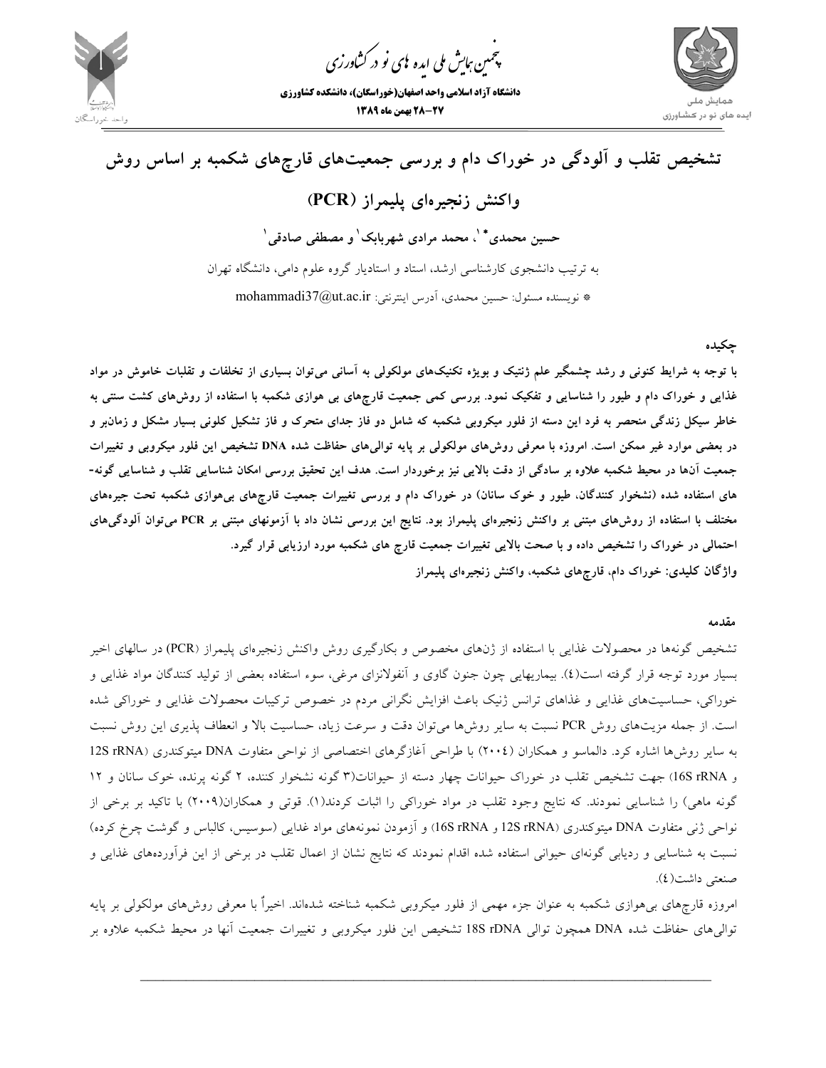# تشخیص تقلب و آلودگی در خوراک دام و بررسی جمعیت‌های قارچ‌های شکمبه بر اساس روش واکنش زنجیره‌ای پلیمراز (PCR)

**حسین محمدی*[1]، محمد مرادی شهربابک[1] و مصطفی صادقی[1]**

به ترتیب دانشجوی کارشناسی ارشد، استاد و استادیار گروه علوم دامی، دانشگاه تهران

* نویسنده مسئول: حسین محمدی، آدرس اینترنتی: mohammadi37@ut.ac.ir

## چکیده

**با توجه به شرایط کنونی و رشد چشمگیر علم ژنتیک و بویژه تکنیک‌های مولکولی به آسانی می‌توان بسیاری از تخلفات و تقلبات خاموش در مواد غذایی و خوراک دام و طیور را شناسایی و تفکیک نمود. بررسی کمی جمعیت قارچ‌های بی هوازی شکمبه با استفاده از روش‌های کشت سنتی به خاطر سیکل زندگی منحصر به فرد این دسته از فلور میکروبی شکمبه که شامل دو فاز جدای متحرک و فاز تشکیل کلونی بسیار مشکل و زمان‌بر و در بعضی موارد غیر ممکن است. امروزه با معرفی روش‌های مولکولی بر پایه توالی‌های حفاظت شده DNA تشخیص این فلور میکروبی و تغییرات جمعیت آن‌ها در محیط شکمبه علاوه بر سادگی از دقت بالایی نیز برخوردار است. هدف این تحقیق بررسی امکان شناسایی تقلب و شناسایی گونه-های استفاده شده (نشخوار کنندگان، طیور و خوک سانان) در خوراک دام و بررسی تغییرات جمعیت قارچ‌های بی‌هوازی شکمبه تحت جیره‌های مختلف با استفاده از روش‌های مبتنی بر واکنش زنجیره‌ای پلیمراز بود. نتایج این بررسی نشان داد با آزمونهای مبتنی بر PCR می‌توان آلودگی‌های احتمالی در خوراک را تشخیص داده و با صحت بالایی تغییرات جمعیت قارچ های شکمبه مورد ارزیابی قرار گیرد.**

**واژگان کلیدی: خوراک دام، قارچ‌های شکمبه، واکنش زنجیره‌ای پلیمراز**

## مقدمه

تشخیص گونه‌ها در محصولات غذایی با استفاده از ژن‌های مخصوص و بکارگیری روش واکنش زنجیره‌ای پلیمراز (PCR) در سالهای اخیر بسیار مورد توجه قرار گرفته است(٤). بیماریهایی چون جنون گاوی و آنفولانزای مرغی، سوء استفاده بعضی از تولید کنندگان مواد غذایی و خوراکی، حساسیت‌های غذایی و غذاهای ترانس ژنیک باعث افزایش نگرانی مردم در خصوص ترکیبات محصولات غذایی و خوراکی شده است. از جمله مزیت‌های روش PCR نسبت به سایر روش‌ها می‌توان دقت و سرعت زیاد، حساسیت بالا و انعطاف پذیری این روش نسبت به سایر روش‌ها اشاره کرد. دالماسو و همکاران (٢٠٠٤) با طراحی آغازگرهای اختصاصی از نواحی متفاوت DNA میتوکندری (12S rRNA و 16S rRNA) جهت تشخیص تقلب در خوراک حیوانات چهار دسته از حیوانات(٣ گونه نشخوار کننده، ٢ گونه پرنده، خوک سانان و ١٢ گونه ماهی) را شناسایی نمودند. که نتایج وجود تقلب در مواد خوراکی را اثبات کردند(١). قوتی و همکاران(٢٠٠٩) با تاکید بر برخی از نواحی ژنی متفاوت DNA میتوکندری (12S rRNA و 16S rRNA) و آزمودن نمونه‌های مواد غذایی (سوسیس، کالباس و گوشت چرخ کرده) نسبت به شناسایی و ردیابی گونه‌ای حیوانی استفاده شده اقدام نمودند که نتایج نشان از اعمال تقلب در برخی از این فرآورده‌های غذایی و صنعتی داشت(٤).

امروزه قارچ‌های بی‌هوازی شکمبه به عنوان جزء مهمی از فلور میکروبی شکمبه شناخته شده‌اند. اخیراً با معرفی روش‌های مولکولی بر پایه توالی‌های حفاظت شده DNA همچون توالی 18S rDNA تشخیص این فلور میکروبی و تغییرات جمعیت آنها در محیط شکمبه علاوه بر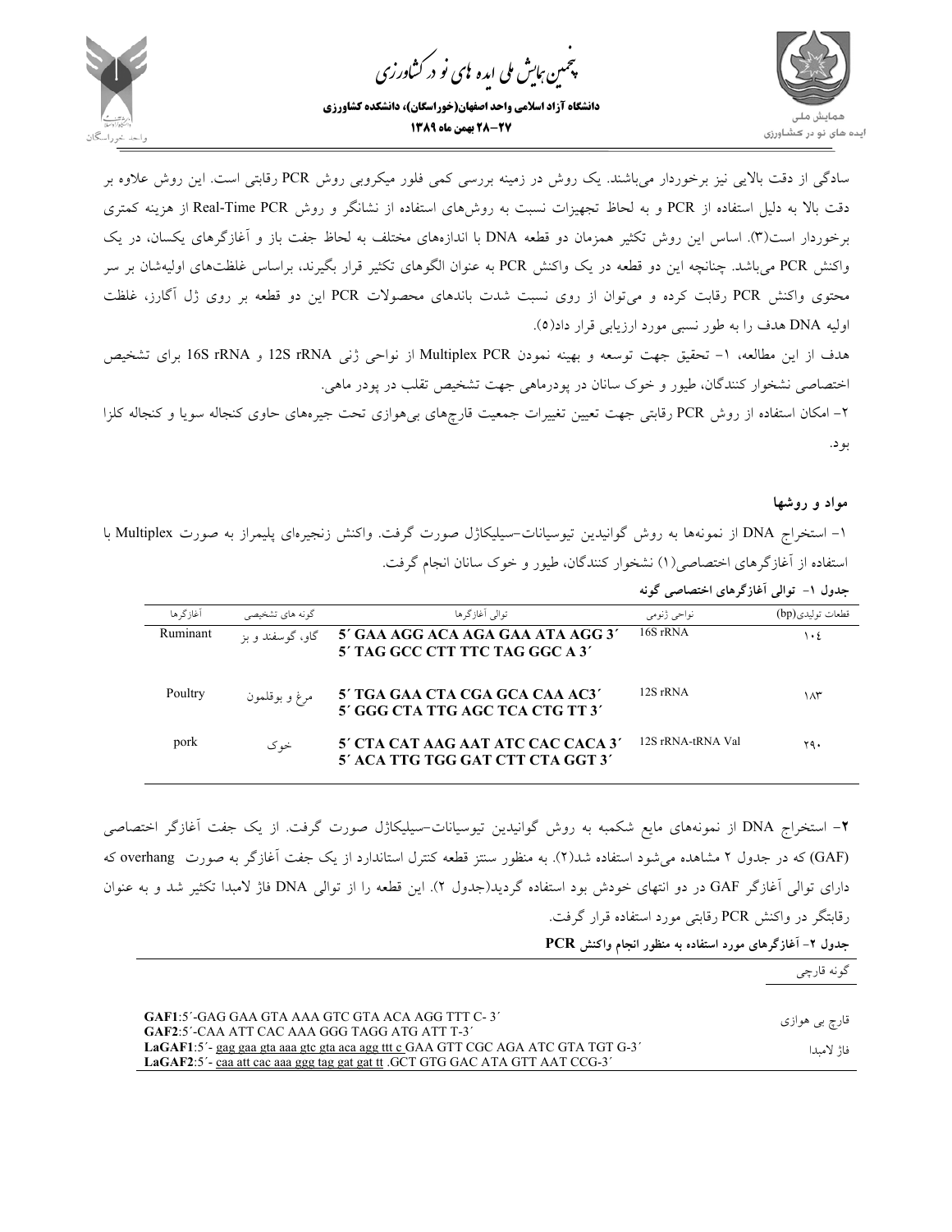سادگی از دقت بالایی نیز برخوردار می‌باشند. یک روش در زمینه بررسی کمی فلور میکروبی روش PCR رقابتی است. این روش علاوه بر دقت بالا به دلیل استفاده از PCR و به لحاظ تجهیزات نسبت به روش‌های استفاده از نشانگر و روش Real-Time PCR از هزینه کمتری برخوردار است(۳). اساس این روش تکثیر همزمان دو قطعه DNA با اندازه‌های مختلف به لحاظ جفت باز و آغازگرهای یکسان، در یک واکنش PCR می‌باشد. چنانچه این دو قطعه در یک واکنش PCR به عنوان الگوهای تکثیر قرار بگیرند، براساس غلظت‌های اولیه‌شان بر سر محتوی واکنش PCR رقابت کرده و می‌توان از روی نسبت شدت باندهای محصولات PCR این دو قطعه بر روی ژل آگارز، غلظت اولیه DNA هدف را به طور نسبی مورد ارزیابی قرار داد(۵).

هدف از این مطالعه، ۱- تحقیق جهت توسعه و بهینه نمودن Multiplex PCR از نواحی ژنی 12S rRNA و 16S rRNA برای تشخیص اختصاصی نشخوار کنندگان، طیور و خوک سانان در پودرماهی جهت تشخیص تقلب در پودر ماهی.

۲- امکان استفاده از روش PCR رقابتی جهت تعیین تغییرات جمعیت قارچ‌های بی‌هوازی تحت جیره‌های حاوی کنجاله سویا و کنجاله کلزا بود.

## مواد و روشها

۱- استخراج DNA از نمونه‌ها به روش گوانیدین تیوسیانات-سیلیکاژل صورت گرفت. واکنش زنجیره‌ای پلیمراز به صورت Multiplex با استفاده از آغازگرهای اختصاصی(۱) نشخوار کنندگان، طیور و خوک سانان انجام گرفت.

**جدول ۱- توالی آغازگرهای اختصاصی گونه**

| آغازگرها | گونه های تشخیصی | توالی آغازگرها | نواحی ژنومی | قطعات تولیدی(bp) |
|---|---|---|---|---|
| Ruminant | گاو، گوسفند و بز | 5´ GAA AGG ACA AGA GAA ATA AGG 3´<br>5´ TAG GCC CTT TTC TAG GGC A 3´ | 16S rRNA | ۱۰٤ |
| Poultry | مرغ و بوقلمون | 5´ TGA GAA CTA CGA GCA CAA AC3´<br>5´ GGG CTA TTG AGC TCA CTG TT 3´ | 12S rRNA | ۱۸۳ |
| pork | خوک | 5´ CTA CAT AAG AAT ATC CAC CACA 3´<br>5´ ACA TTG TGG GAT CTT CTA GGT 3´ | 12S rRNA-tRNA Val | ۲۹۰ |

**۲**- استخراج DNA از نمونه‌های مایع شکمبه به روش گوانیدین تیوسیانات-سیلیکاژل صورت گرفت. از یک جفت آغازگر اختصاصی (GAF) که در جدول ۲ مشاهده می‌شود استفاده شد(۲). به منظور سنتز قطعه کنترل استاندارد از یک جفت آغازگر به صورت overhang که دارای توالی آغازگر GAF در دو انتهای خودش بود استفاده گردید(جدول ۲). این قطعه را از توالی DNA فاژ لامبدا تکثیر شد و به عنوان رقابتگر در واکنش PCR رقابتی مورد استفاده قرار گرفت.

**جدول ۲- آغازگرهای مورد استفاده به منظور انجام واکنش PCR**

| گونه قارچی | |
|---|---|
| قارچ بی هوازی | **GAF1**:5´-GAG GAA GTA AAA GTC GTA ACA AGG TTT C- 3´<br>**GAF2**:5´-CAA ATT CAC AAA GGG TAGG ATG ATT T-3´ |
| فاژ لامبدا | **LaGAF1**:5´- gag gaa gta aaa gtc gta aca agg ttt c GAA GTT CGC AGA ATC GTA TGT G-3´<br>**LaGAF2**:5´- caa att cac aaa ggg tag gat gat tt .GCT GTG GAC ATA GTT AAT CCG-3´ |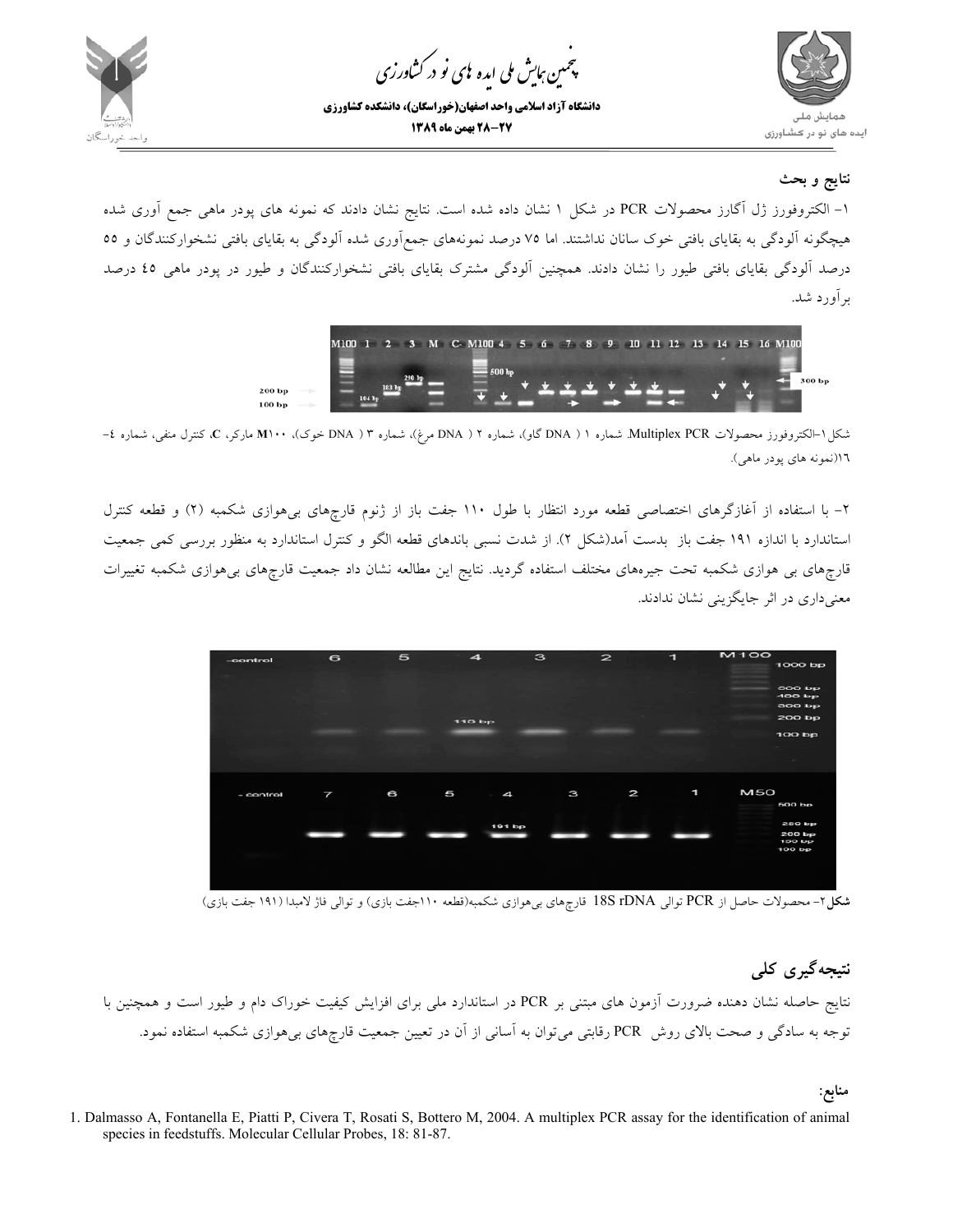## نتایج و بحث

۱- الکتروفورز ژل آگارز محصولات PCR در شکل ۱ نشان داده شده است. نتایج نشان دادند که نمونه های پودر ماهی جمع آوری شده هیچگونه آلودگی به بقایای بافتی خوک سانان نداشتند. اما ۷۵ درصد نمونه‌های جمع‌آوری شده آلودگی به بقایای بافتی نشخوارکنندگان و ۵۵ درصد آلودگی بقایای بافتی طیور را نشان دادند. همچنین آلودگی مشترک بقایای بافتی نشخوارکنندگان و طیور در پودر ماهی ۴۵ درصد برآورد شد.

M100 1 2 3 M C- M100 4 5 6 7 8 9 10 11 12 13 14 15 16 M100

500 bp

290 bp

183 bp

104 bp

300 bp

200 bp

100 bp

شکل۱-الکتروفورز محصولات Multiplex PCR. شماره ۱ ( DNA گاو)، شماره ۲ ( DNA مرغ)، شماره ۳ ( DNA خوک)، **M100** مارکر، **C**، کنترل منفی، شماره ٤-١٦(نمونه های پودر ماهی).

۲- با استفاده از آغازگرهای اختصاصی قطعه مورد انتظار با طول ۱۱۰ جفت باز از ژنوم قارچهای بی‌هوازی شکمبه (۲) و قطعه کنترل استاندارد با اندازه ۱۹۱ جفت باز بدست آمد(شکل ۲). از شدت نسبی باندهای قطعه الگو و کنترل استاندارد به منظور بررسی کمی جمعیت قارچهای بی هوازی شکمبه تحت جیره‌های مختلف استفاده گردید. نتایج این مطالعه نشان داد جمعیت قارچهای بی‌هوازی شکمبه تغییرات معنی‌داری در اثر جایگزینی نشان ندادند.

-control 6 5 4 3 2 1 M100

1000 bp

500 bp

400 bp

300 bp

200 bp

100 bp

110 bp

- control 7 6 5 4 3 2 1 M50

500 bp

250 bp

200 bp

150 bp

100 bp

191 bp

**شکل**۲- محصولات حاصل از PCR توالی 18S rDNA قارچهای بی‌هوازی شکمبه(قطعه ۱۱۰جفت بازی) و توالی فاژ لامبدا (۱۹۱ جفت بازی)

## نتیجه‌گیری کلی

نتایج حاصله نشان دهنده ضرورت آزمون های مبتنی بر PCR در استاندارد ملی برای افزایش کیفیت خوراک دام و طیور است و همچنین با توجه به سادگی و صحت بالای روش PCR رقابتی می‌توان به آسانی از آن در تعیین جمعیت قارچهای بی‌هوازی شکمبه استفاده نمود.

## منابع:

1. Dalmasso A, Fontanella E, Piatti P, Civera T, Rosati S, Bottero M, 2004. A multiplex PCR assay for the identification of animal species in feedstuffs. Molecular Cellular Probes, 18: 81-87.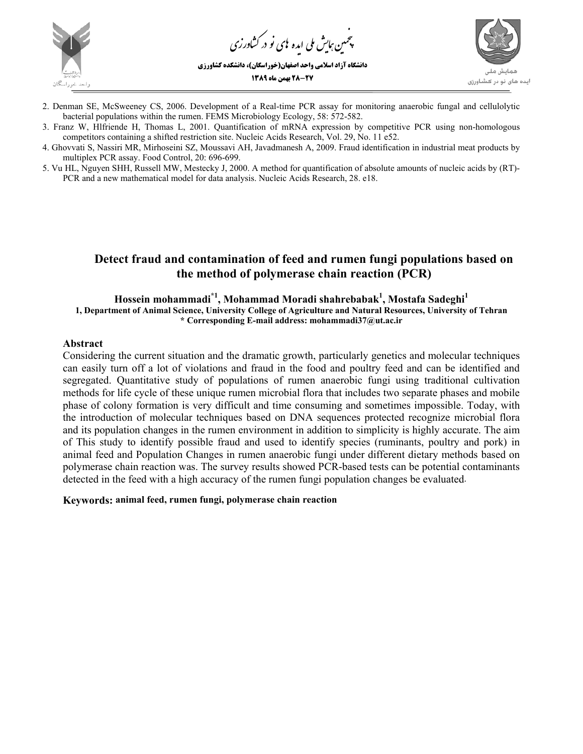2. Denman SE, McSweeney CS, 2006. Development of a Real-time PCR assay for monitoring anaerobic fungal and cellulolytic bacterial populations within the rumen. FEMS Microbiology Ecology, 58: 572-582.
3. Franz W, Hlfriende H, Thomas L, 2001. Quantification of mRNA expression by competitive PCR using non-homologous competitors containing a shifted restriction site. Nucleic Acids Research, Vol. 29, No. 11 e52.
4. Ghovvati S, Nassiri MR, Mirhoseini SZ, Moussavi AH, Javadmanesh A, 2009. Fraud identification in industrial meat products by multiplex PCR assay. Food Control, 20: 696-699.
5. Vu HL, Nguyen SHH, Russell MW, Mestecky J, 2000. A method for quantification of absolute amounts of nucleic acids by (RT)-PCR and a new mathematical model for data analysis. Nucleic Acids Research, 28. e18.

# Detect fraud and contamination of feed and rumen fungi populations based on the method of polymerase chain reaction (PCR)

**Hossein mohammadi[*1], Mohammad Moradi shahrebabak[1], Mostafa Sadeghi[1]**

**1, Department of Animal Science, University College of Agriculture and Natural Resources, University of Tehran**

**\* Corresponding E-mail address: mohammadi37@ut.ac.ir**

## Abstract

Considering the current situation and the dramatic growth, particularly genetics and molecular techniques can easily turn off a lot of violations and fraud in the food and poultry feed and can be identified and segregated. Quantitative study of populations of rumen anaerobic fungi using traditional cultivation methods for life cycle of these unique rumen microbial flora that includes two separate phases and mobile phase of colony formation is very difficult and time consuming and sometimes impossible. Today, with the introduction of molecular techniques based on DNA sequences protected recognize microbial flora and its population changes in the rumen environment in addition to simplicity is highly accurate. The aim of This study to identify possible fraud and used to identify species (ruminants, poultry and pork) in animal feed and Population Changes in rumen anaerobic fungi under different dietary methods based on polymerase chain reaction was. The survey results showed PCR-based tests can be potential contaminants detected in the feed with a high accuracy of the rumen fungi population changes be evaluated.

**Keywords: animal feed, rumen fungi, polymerase chain reaction**